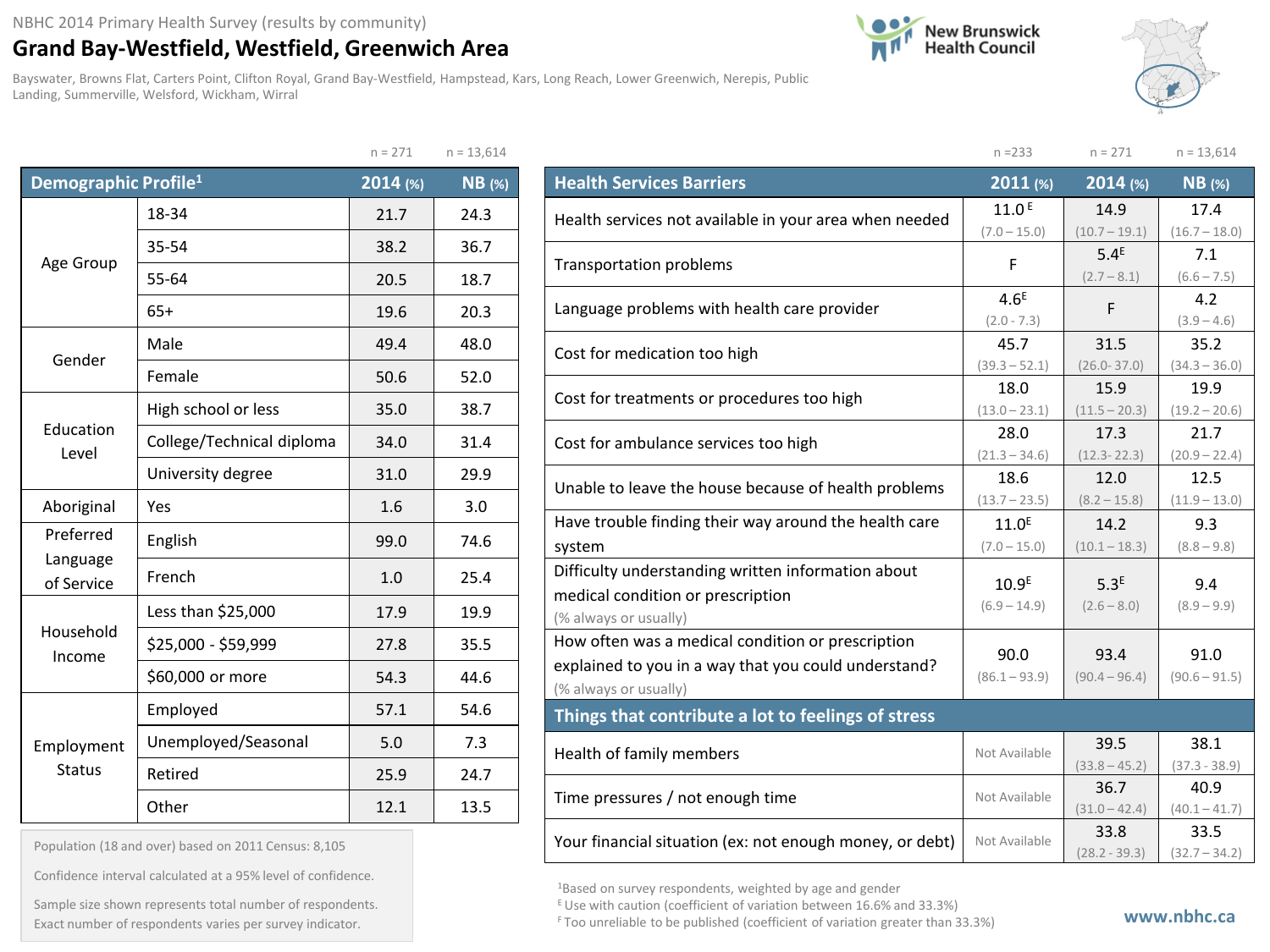NBHC 2014 Primary Health Survey (results by community)

# Grand Bay-Westfield, Westfield, Greenwich Area

Bayswater, Browns Flat, Carters Point, Clifton Royal, Grand Bay-Westfield, Hampstead, Kars, Long Reach, Lower Greenwich, Nerepis, Public Landing, Summerville, Welsford, Wickham, Wirral

New Brunswick Health Council

| Demographic Profile[1] | | 2014 (%) n = 271 | NB (%) n = 13,614 |
|---|---|---|---|
| Age Group | 18-34 | 21.7 | 24.3 |
| | 35-54 | 38.2 | 36.7 |
| | 55-64 | 20.5 | 18.7 |
| | 65+ | 19.6 | 20.3 |
| Gender | Male | 49.4 | 48.0 |
| | Female | 50.6 | 52.0 |
| Education Level | High school or less | 35.0 | 38.7 |
| | College/Technical diploma | 34.0 | 31.4 |
| | University degree | 31.0 | 29.9 |
| Aboriginal | Yes | 1.6 | 3.0 |
| Preferred Language of Service | English | 99.0 | 74.6 |
| | French | 1.0 | 25.4 |
| Household Income | Less than $25,000 | 17.9 | 19.9 |
| | $25,000 - $59,999 | 27.8 | 35.5 |
| | $60,000 or more | 54.3 | 44.6 |
| Employment Status | Employed | 57.1 | 54.6 |
| | Unemployed/Seasonal | 5.0 | 7.3 |
| | Retired | 25.9 | 24.7 |
| | Other | 12.1 | 13.5 |

Population (18 and over) based on 2011 Census: 8,105

Confidence interval calculated at a 95% level of confidence.

Sample size shown represents total number of respondents. Exact number of respondents varies per survey indicator.

| Health Services Barriers | 2011 (%) n = 233 | 2014 (%) n = 271 | NB (%) n = 13,614 |
|---|---|---|---|
| Health services not available in your area when needed | 11.0[E] (7.0 – 15.0) | 14.9 (10.7 – 19.1) | 17.4 (16.7 – 18.0) |
| Transportation problems | F | 5.4[E] (2.7 – 8.1) | 7.1 (6.6 – 7.5) |
| Language problems with health care provider | 4.6[E] (2.0 - 7.3) | F | 4.2 (3.9 – 4.6) |
| Cost for medication too high | 45.7 (39.3 – 52.1) | 31.5 (26.0- 37.0) | 35.2 (34.3 – 36.0) |
| Cost for treatments or procedures too high | 18.0 (13.0 – 23.1) | 15.9 (11.5 – 20.3) | 19.9 (19.2 – 20.6) |
| Cost for ambulance services too high | 28.0 (21.3 – 34.6) | 17.3 (12.3- 22.3) | 21.7 (20.9 – 22.4) |
| Unable to leave the house because of health problems | 18.6 (13.7 – 23.5) | 12.0 (8.2 – 15.8) | 12.5 (11.9 – 13.0) |
| Have trouble finding their way around the health care system | 11.0[E] (7.0 – 15.0) | 14.2 (10.1 – 18.3) | 9.3 (8.8 – 9.8) |
| Difficulty understanding written information about medical condition or prescription (% always or usually) | 10.9[E] (6.9 – 14.9) | 5.3[E] (2.6 – 8.0) | 9.4 (8.9 – 9.9) |
| How often was a medical condition or prescription explained to you in a way that you could understand? (% always or usually) | 90.0 (86.1 – 93.9) | 93.4 (90.4 – 96.4) | 91.0 (90.6 – 91.5) |
| **Things that contribute a lot to feelings of stress** | | | |
| Health of family members | Not Available | 39.5 (33.8 – 45.2) | 38.1 (37.3 - 38.9) |
| Time pressures / not enough time | Not Available | 36.7 (31.0 – 42.4) | 40.9 (40.1 – 41.7) |
| Your financial situation (ex: not enough money, or debt) | Not Available | 33.8 (28.2 - 39.3) | 33.5 (32.7 – 34.2) |

[1]Based on survey respondents, weighted by age and gender

[E] Use with caution (coefficient of variation between 16.6% and 33.3%)

[F] Too unreliable to be published (coefficient of variation greater than 33.3%)

www.nbhc.ca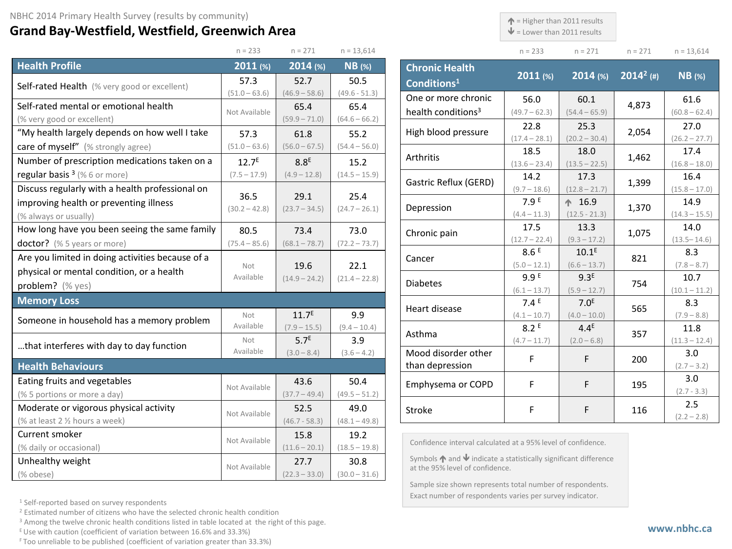NBHC 2014 Primary Health Survey (results by community)

# Grand Bay-Westfield, Westfield, Greenwich Area

↑ = Higher than 2011 results
↓ = Lower than 2011 results

| Health Profile | 2011 (%) n = 233 | 2014 (%) n = 271 | NB (%) n = 13,614 |
|---|---|---|---|
| Self-rated Health (% very good or excellent) | 57.3 (51.0 – 63.6) | 52.7 (46.9 – 58.6) | 50.5 (49.6 - 51.3) |
| Self-rated mental or emotional health (% very good or excellent) | Not Available | 65.4 (59.9 – 71.0) | 65.4 (64.6 – 66.2) |
| "My health largely depends on how well I take care of myself" (% strongly agree) | 57.3 (51.0 – 63.6) | 61.8 (56.0 – 67.5) | 55.2 (54.4 – 56.0) |
| Number of prescription medications taken on a regular basis [3] (% 6 or more) | 12.7[E] (7.5 – 17.9) | 8.8[E] (4.9 – 12.8) | 15.2 (14.5 – 15.9) |
| Discuss regularly with a health professional on improving health or preventing illness (% always or usually) | 36.5 (30.2 – 42.8) | 29.1 (23.7 – 34.5) | 25.4 (24.7 – 26.1) |
| How long have you been seeing the same family doctor? (% 5 years or more) | 80.5 (75.4 – 85.6) | 73.4 (68.1 – 78.7) | 73.0 (72.2 – 73.7) |
| Are you limited in doing activities because of a physical or mental condition, or a health problem? (% yes) | Not Available | 19.6 (14.9 – 24.2) | 22.1 (21.4 – 22.8) |
| **Memory Loss** | | | |
| Someone in household has a memory problem | Not Available | 11.7[E] (7.9 – 15.5) | 9.9 (9.4 – 10.4) |
| …that interferes with day to day function | Not Available | 5.7[E] (3.0 – 8.4) | 3.9 (3.6 – 4.2) |
| **Health Behaviours** | | | |
| Eating fruits and vegetables (% 5 portions or more a day) | Not Available | 43.6 (37.7 – 49.4) | 50.4 (49.5 – 51.2) |
| Moderate or vigorous physical activity (% at least 2 ½ hours a week) | Not Available | 52.5 (46.7 - 58.3) | 49.0 (48.1 – 49.8) |
| Current smoker (% daily or occasional) | Not Available | 15.8 (11.6 – 20.1) | 19.2 (18.5 – 19.8) |
| Unhealthy weight (% obese) | Not Available | 27.7 (22.3 – 33.0) | 30.8 (30.0 – 31.6) |

| Chronic Health Conditions[1] | 2011 (%) n = 233 | 2014 (%) n = 271 | 2014[2] (#) n = 271 | NB (%) n = 13,614 |
|---|---|---|---|---|
| One or more chronic health conditions[3] | 56.0 (49.7 – 62.3) | 60.1 (54.4 – 65.9) | 4,873 | 61.6 (60.8 – 62.4) |
| High blood pressure | 22.8 (17.4 – 28.1) | 25.3 (20.2 – 30.4) | 2,054 | 27.0 (26.2 – 27.7) |
| Arthritis | 18.5 (13.6 – 23.4) | 18.0 (13.5 – 22.5) | 1,462 | 17.4 (16.8 – 18.0) |
| Gastric Reflux (GERD) | 14.2 (9.7 – 18.6) | 17.3 (12.8 – 21.7) | 1,399 | 16.4 (15.8 – 17.0) |
| Depression | 7.9[E] (4.4 – 11.3) | ↑ 16.9 (12.5 - 21.3) | 1,370 | 14.9 (14.3 – 15.5) |
| Chronic pain | 17.5 (12.7 – 22.4) | 13.3 (9.3 – 17.2) | 1,075 | 14.0 (13.5 – 14.6) |
| Cancer | 8.6[E] (5.0 – 12.1) | 10.1[E] (6.6 – 13.7) | 821 | 8.3 (7.8 – 8.7) |
| Diabetes | 9.9[E] (6.1 – 13.7) | 9.3[E] (5.9 – 12.7) | 754 | 10.7 (10.1 – 11.2) |
| Heart disease | 7.4[E] (4.1 – 10.7) | 7.0[E] (4.0 – 10.0) | 565 | 8.3 (7.9 – 8.8) |
| Asthma | 8.2[E] (4.7 – 11.7) | 4.4[E] (2.0 – 6.8) | 357 | 11.8 (11.3 – 12.4) |
| Mood disorder other than depression | F | F | 200 | 3.0 (2.7 – 3.2) |
| Emphysema or COPD | F | F | 195 | 3.0 (2.7 – 3.3) |
| Stroke | F | F | 116 | 2.5 (2.2 – 2.8) |

Confidence interval calculated at a 95% level of confidence.

Symbols ↑ and ↓ indicate a statistically significant difference at the 95% level of confidence.

Sample size shown represents total number of respondents. Exact number of respondents varies per survey indicator.

[1] Self-reported based on survey respondents
[2] Estimated number of citizens who have the selected chronic health condition
[3] Among the twelve chronic health conditions listed in table located at the right of this page.
[E] Use with caution (coefficient of variation between 16.6% and 33.3%)
[F] Too unreliable to be published (coefficient of variation greater than 33.3%)

www.nbhc.ca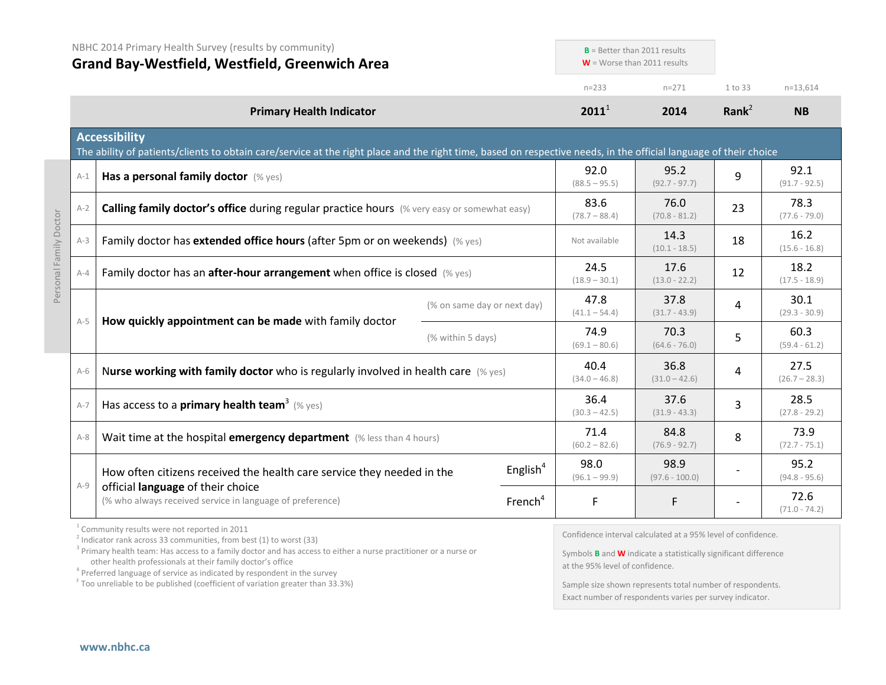NBHC 2014 Primary Health Survey (results by community)

# Grand Bay-Westfield, Westfield, Greenwich Area

**B** = Better than 2011 results
**W** = Worse than 2011 results

| | Primary Health Indicator | | 2011[1] (n=233) | 2014 (n=271) | Rank[2] (1 to 33) | NB (n=13,614) |
|---|---|---|---|---|---|---|
| **Accessibility** — The ability of patients/clients to obtain care/service at the right place and the right time, based on respective needs, in the official language of their choice | | | | | | |
| A-1 | **Has a personal family doctor** (% yes) | | 92.0 (88.5 – 95.5) | 95.2 (92.7 - 97.7) | 9 | 92.1 (91.7 - 92.5) |
| A-2 | **Calling family doctor's office** during regular practice hours (% very easy or somewhat easy) | | 83.6 (78.7 – 88.4) | 76.0 (70.8 - 81.2) | 23 | 78.3 (77.6 - 79.0) |
| A-3 | Family doctor has **extended office hours** (after 5pm or on weekends) (% yes) | | Not available | 14.3 (10.1 - 18.5) | 18 | 16.2 (15.6 - 16.8) |
| A-4 | Family doctor has an **after-hour arrangement** when office is closed (% yes) | | 24.5 (18.9 – 30.1) | 17.6 (13.0 - 22.2) | 12 | 18.2 (17.5 - 18.9) |
| A-5 | **How quickly appointment can be made** with family doctor | (% on same day or next day) | 47.8 (41.1 – 54.4) | 37.8 (31.7 - 43.9) | 4 | 30.1 (29.3 - 30.9) |
| | | (% within 5 days) | 74.9 (69.1 – 80.6) | 70.3 (64.6 - 76.0) | 5 | 60.3 (59.4 - 61.2) |
| A-6 | **Nurse working with family doctor** who is regularly involved in health care (% yes) | | 40.4 (34.0 – 46.8) | 36.8 (31.0 – 42.6) | 4 | 27.5 (26.7 – 28.3) |
| A-7 | Has access to a **primary health team**[3] (% yes) | | 36.4 (30.3 – 42.5) | 37.6 (31.9 - 43.3) | 3 | 28.5 (27.8 - 29.2) |
| A-8 | Wait time at the hospital **emergency department** (% less than 4 hours) | | 71.4 (60.2 – 82.6) | 84.8 (76.9 - 92.7) | 8 | 73.9 (72.7 - 75.1) |
| A-9 | How often citizens received the health care service they needed in the official **language** of their choice (% who always received service in language of preference) | English[4] | 98.0 (96.1 – 99.9) | 98.9 (97.6 - 100.0) | - | 95.2 (94.8 - 95.6) |
| | | French[4] | F | F | - | 72.6 (71.0 - 74.2) |

Personal Family Doctor: A-1 to A-5

[1] Community results were not reported in 2011
[2] Indicator rank across 33 communities, from best (1) to worst (33)
[3] Primary health team: Has access to a family doctor and has access to either a nurse practitioner or a nurse or other health professionals at their family doctor's office
[4] Preferred language of service as indicated by respondent in the survey
[F] Too unreliable to be published (coefficient of variation greater than 33.3%)

Confidence interval calculated at a 95% level of confidence.

Symbols **B** and **W** indicate a statistically significant difference at the 95% level of confidence.

Sample size shown represents total number of respondents. Exact number of respondents varies per survey indicator.

www.nbhc.ca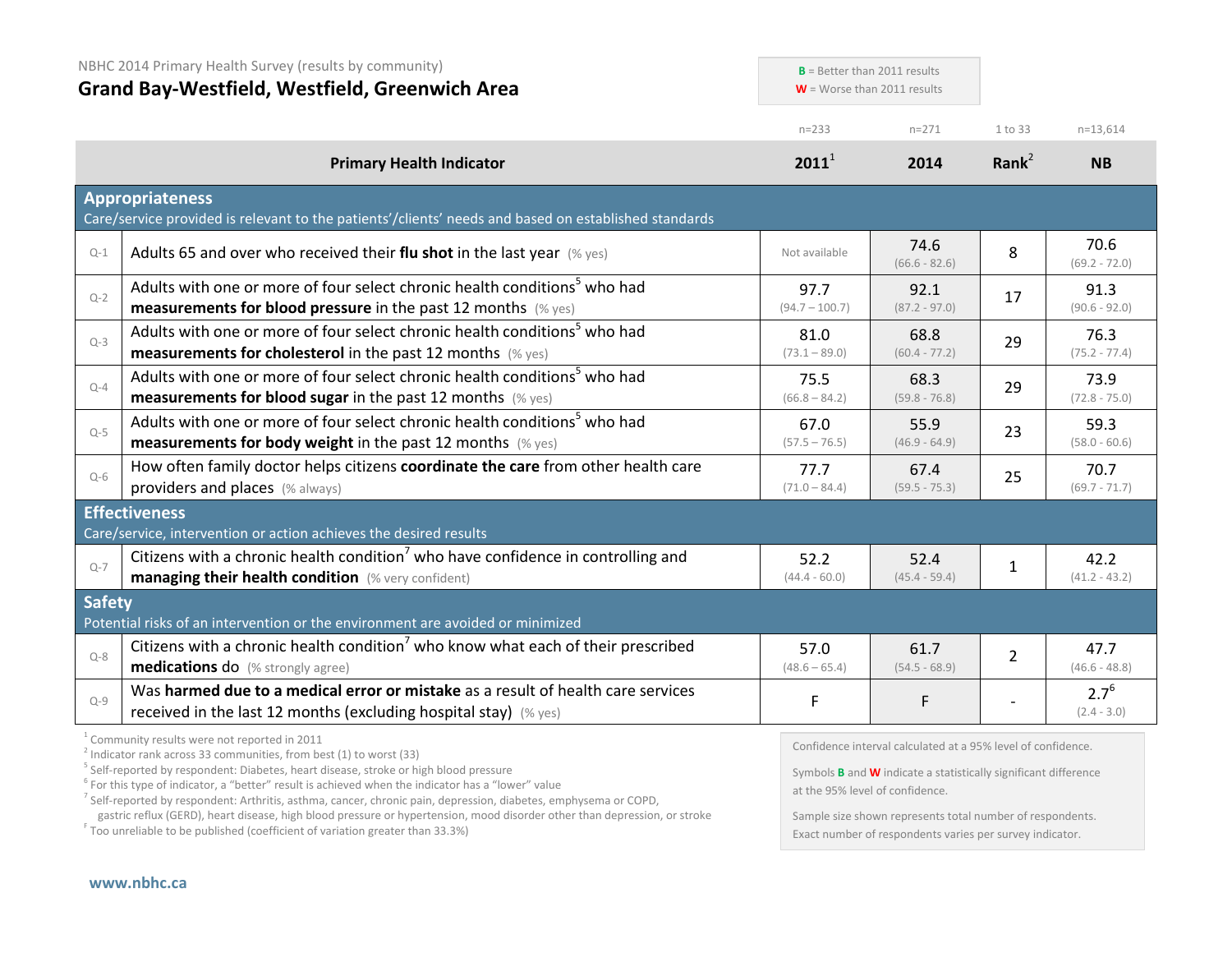NBHC 2014 Primary Health Survey (results by community)

## Grand Bay-Westfield, Westfield, Greenwich Area

**B** = Better than 2011 results
**W** = Worse than 2011 results

| | Primary Health Indicator | 2011[1] (n=233) | 2014 (n=271) | Rank[2] (1 to 33) | NB (n=13,614) |
|---|---|---|---|---|---|
| | **Appropriateness** Care/service provided is relevant to the patients'/clients' needs and based on established standards | | | | |
| Q-1 | Adults 65 and over who received their **flu shot** in the last year (% yes) | Not available | 74.6 (66.6 - 82.6) | 8 | 70.6 (69.2 - 72.0) |
| Q-2 | Adults with one or more of four select chronic health conditions[5] who had **measurements for blood pressure** in the past 12 months (% yes) | 97.7 (94.7 – 100.7) | 92.1 (87.2 - 97.0) | 17 | 91.3 (90.6 - 92.0) |
| Q-3 | Adults with one or more of four select chronic health conditions[5] who had **measurements for cholesterol** in the past 12 months (% yes) | 81.0 (73.1 – 89.0) | 68.8 (60.4 - 77.2) | 29 | 76.3 (75.2 - 77.4) |
| Q-4 | Adults with one or more of four select chronic health conditions[5] who had **measurements for blood sugar** in the past 12 months (% yes) | 75.5 (66.8 – 84.2) | 68.3 (59.8 - 76.8) | 29 | 73.9 (72.8 - 75.0) |
| Q-5 | Adults with one or more of four select chronic health conditions[5] who had **measurements for body weight** in the past 12 months (% yes) | 67.0 (57.5 – 76.5) | 55.9 (46.9 - 64.9) | 23 | 59.3 (58.0 - 60.6) |
| Q-6 | How often family doctor helps citizens **coordinate the care** from other health care providers and places (% always) | 77.7 (71.0 – 84.4) | 67.4 (59.5 - 75.3) | 25 | 70.7 (69.7 - 71.7) |
| | **Effectiveness** Care/service, intervention or action achieves the desired results | | | | |
| Q-7 | Citizens with a chronic health condition[7] who have confidence in controlling and **managing their health condition** (% very confident) | 52.2 (44.4 - 60.0) | 52.4 (45.4 - 59.4) | 1 | 42.2 (41.2 - 43.2) |
| | **Safety** Potential risks of an intervention or the environment are avoided or minimized | | | | |
| Q-8 | Citizens with a chronic health condition[7] who know what each of their prescribed **medications** do (% strongly agree) | 57.0 (48.6 – 65.4) | 61.7 (54.5 - 68.9) | 2 | 47.7 (46.6 - 48.8) |
| Q-9 | Was **harmed due to a medical error or mistake** as a result of health care services received in the last 12 months (excluding hospital stay) (% yes) | F | F | - | 2.7[6] (2.4 - 3.0) |

[1] Community results were not reported in 2011
[2] Indicator rank across 33 communities, from best (1) to worst (33)
[5] Self-reported by respondent: Diabetes, heart disease, stroke or high blood pressure
[6] For this type of indicator, a "better" result is achieved when the indicator has a "lower" value
[7] Self-reported by respondent: Arthritis, asthma, cancer, chronic pain, depression, diabetes, emphysema or COPD, gastric reflux (GERD), heart disease, high blood pressure or hypertension, mood disorder other than depression, or stroke
[F] Too unreliable to be published (coefficient of variation greater than 33.3%)

Confidence interval calculated at a 95% level of confidence.

Symbols **B** and **W** indicate a statistically significant difference at the 95% level of confidence.

Sample size shown represents total number of respondents. Exact number of respondents varies per survey indicator.

www.nbhc.ca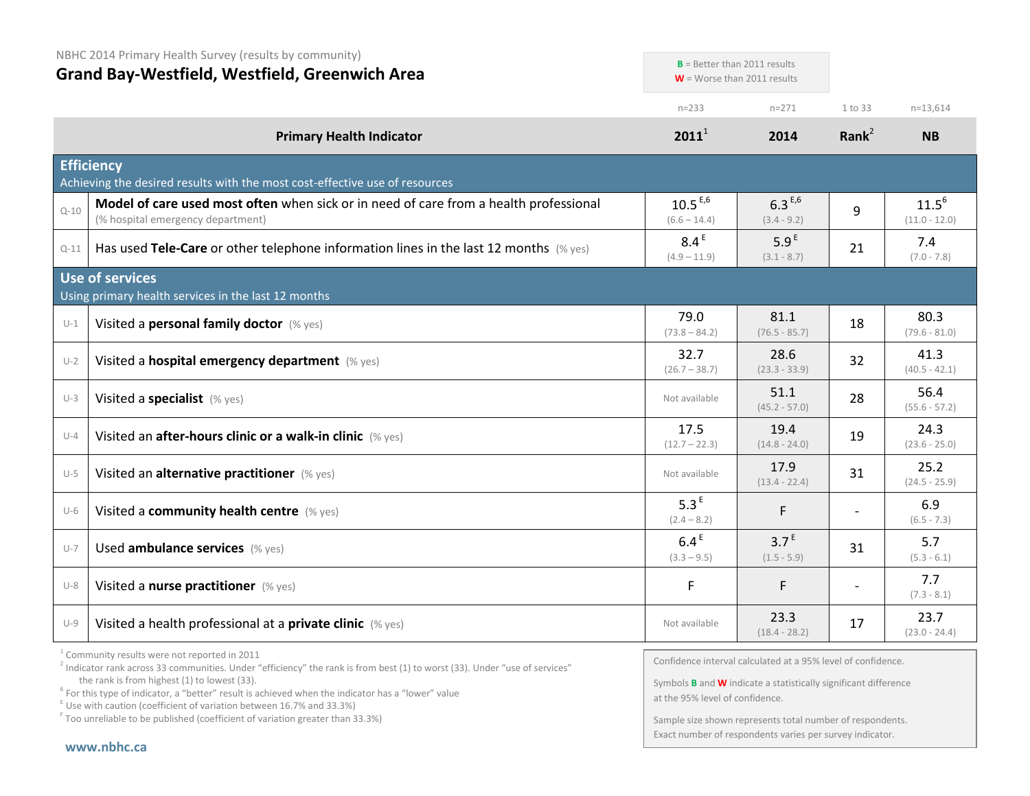NBHC 2014 Primary Health Survey (results by community)

# Grand Bay-Westfield, Westfield, Greenwich Area

**B** = Better than 2011 results
**W** = Worse than 2011 results

| | Primary Health Indicator | 2011[1] (n=233) | 2014 (n=271) | Rank[2] (1 to 33) | NB (n=13,614) |
|---|---|---|---|---|---|
| | **Efficiency** Achieving the desired results with the most cost-effective use of resources | | | | |
| Q-10 | **Model of care used most often** when sick or in need of care from a health professional (% hospital emergency department) | 10.5 [E,6] (6.6 – 14.4) | 6.3 [E,6] (3.4 - 9.2) | 9 | 11.5 [6] (11.0 - 12.0) |
| Q-11 | Has used **Tele-Care** or other telephone information lines in the last 12 months (% yes) | 8.4 [E] (4.9 – 11.9) | 5.9 [E] (3.1 - 8.7) | 21 | 7.4 (7.0 - 7.8) |
| | **Use of services** Using primary health services in the last 12 months | | | | |
| U-1 | Visited a **personal family doctor** (% yes) | 79.0 (73.8 – 84.2) | 81.1 (76.5 - 85.7) | 18 | 80.3 (79.6 - 81.0) |
| U-2 | Visited a **hospital emergency department** (% yes) | 32.7 (26.7 – 38.7) | 28.6 (23.3 - 33.9) | 32 | 41.3 (40.5 - 42.1) |
| U-3 | Visited a **specialist** (% yes) | Not available | 51.1 (45.2 - 57.0) | 28 | 56.4 (55.6 - 57.2) |
| U-4 | Visited an **after-hours clinic or a walk-in clinic** (% yes) | 17.5 (12.7 – 22.3) | 19.4 (14.8 - 24.0) | 19 | 24.3 (23.6 - 25.0) |
| U-5 | Visited an **alternative practitioner** (% yes) | Not available | 17.9 (13.4 - 22.4) | 31 | 25.2 (24.5 - 25.9) |
| U-6 | Visited a **community health centre** (% yes) | 5.3 [E] (2.4 – 8.2) | F | - | 6.9 (6.5 - 7.3) |
| U-7 | Used **ambulance services** (% yes) | 6.4 [E] (3.3 – 9.5) | 3.7 [E] (1.5 - 5.9) | 31 | 5.7 (5.3 - 6.1) |
| U-8 | Visited a **nurse practitioner** (% yes) | F | F | - | 7.7 (7.3 - 8.1) |
| U-9 | Visited a health professional at a **private clinic** (% yes) | Not available | 23.3 (18.4 - 28.2) | 17 | 23.7 (23.0 - 24.4) |

[1] Community results were not reported in 2011
[2] Indicator rank across 33 communities. Under "efficiency" the rank is from best (1) to worst (33). Under "use of services" the rank is from highest (1) to lowest (33).
[6] For this type of indicator, a "better" result is achieved when the indicator has a "lower" value
[E] Use with caution (coefficient of variation between 16.7% and 33.3%)
[F] Too unreliable to be published (coefficient of variation greater than 33.3%)

Confidence interval calculated at a 95% level of confidence.

Symbols **B** and **W** indicate a statistically significant difference at the 95% level of confidence.

Sample size shown represents total number of respondents. Exact number of respondents varies per survey indicator.

www.nbhc.ca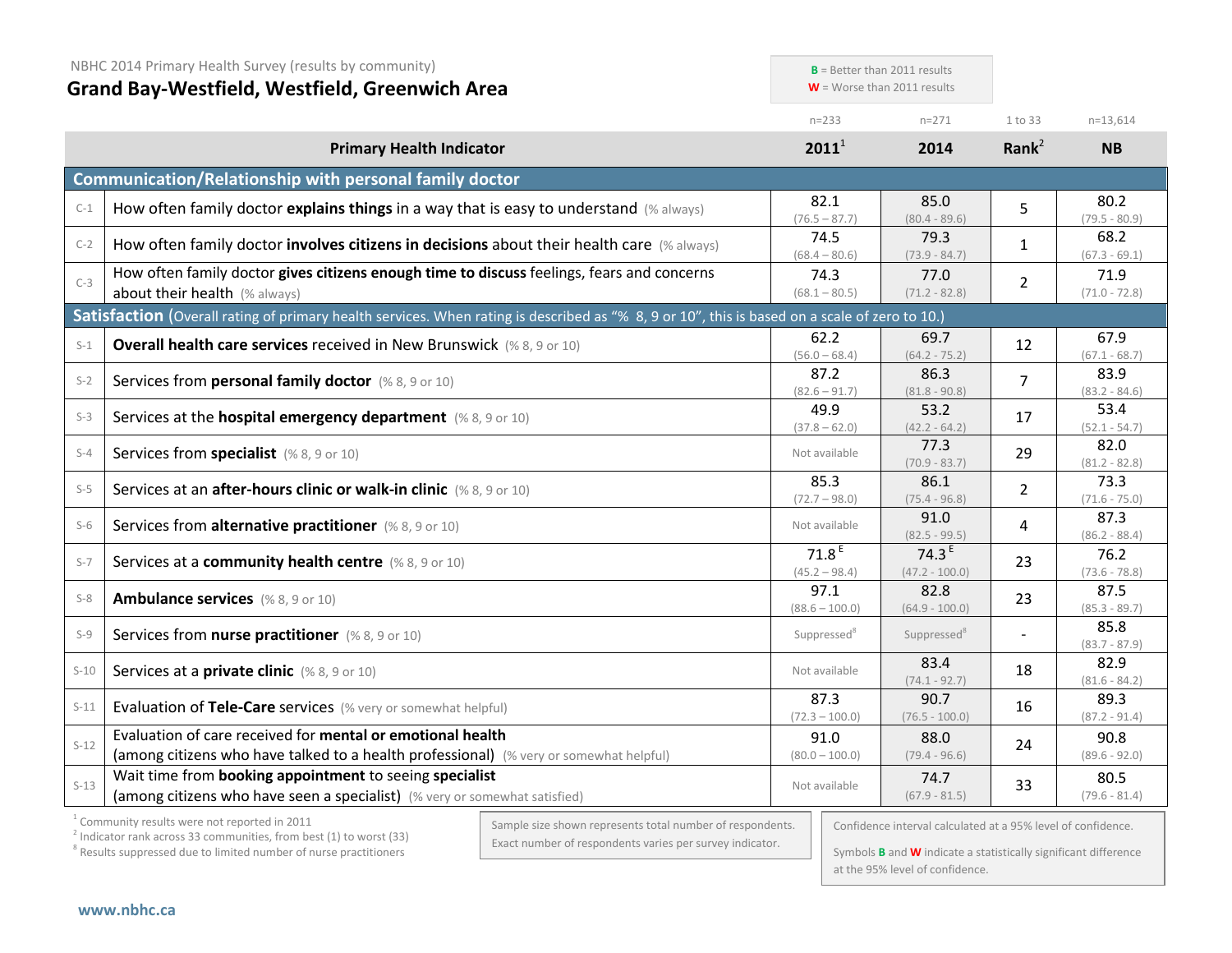NBHC 2014 Primary Health Survey (results by community)

# Grand Bay-Westfield, Westfield, Greenwich Area

**B** = Better than 2011 results
**W** = Worse than 2011 results

| | Primary Health Indicator | 2011[1] (n=233) | 2014 (n=271) | Rank[2] (1 to 33) | NB (n=13,614) |
|---|---|---|---|---|---|
| | **Communication/Relationship with personal family doctor** | | | | |
| C-1 | How often family doctor **explains things** in a way that is easy to understand (% always) | 82.1 (76.5 – 87.7) | 85.0 (80.4 - 89.6) | 5 | 80.2 (79.5 - 80.9) |
| C-2 | How often family doctor **involves citizens in decisions** about their health care (% always) | 74.5 (68.4 – 80.6) | 79.3 (73.9 - 84.7) | 1 | 68.2 (67.3 - 69.1) |
| C-3 | How often family doctor **gives citizens enough time to discuss** feelings, fears and concerns about their health (% always) | 74.3 (68.1 – 80.5) | 77.0 (71.2 - 82.8) | 2 | 71.9 (71.0 - 72.8) |
| | **Satisfaction** (Overall rating of primary health services. When rating is described as "% 8, 9 or 10", this is based on a scale of zero to 10.) | | | | |
| S-1 | **Overall health care services** received in New Brunswick (% 8, 9 or 10) | 62.2 (56.0 – 68.4) | 69.7 (64.2 - 75.2) | 12 | 67.9 (67.1 - 68.7) |
| S-2 | Services from **personal family doctor** (% 8, 9 or 10) | 87.2 (82.6 – 91.7) | 86.3 (81.8 - 90.8) | 7 | 83.9 (83.2 - 84.6) |
| S-3 | Services at the **hospital emergency department** (% 8, 9 or 10) | 49.9 (37.8 – 62.0) | 53.2 (42.2 - 64.2) | 17 | 53.4 (52.1 - 54.7) |
| S-4 | Services from **specialist** (% 8, 9 or 10) | Not available | 77.3 (70.9 - 83.7) | 29 | 82.0 (81.2 - 82.8) |
| S-5 | Services at an **after-hours clinic or walk-in clinic** (% 8, 9 or 10) | 85.3 (72.7 – 98.0) | 86.1 (75.4 - 96.8) | 2 | 73.3 (71.6 - 75.0) |
| S-6 | Services from **alternative practitioner** (% 8, 9 or 10) | Not available | 91.0 (82.5 - 99.5) | 4 | 87.3 (86.2 - 88.4) |
| S-7 | Services at a **community health centre** (% 8, 9 or 10) | 71.8 E (45.2 – 98.4) | 74.3 E (47.2 - 100.0) | 23 | 76.2 (73.6 - 78.8) |
| S-8 | **Ambulance services** (% 8, 9 or 10) | 97.1 (88.6 – 100.0) | 82.8 (64.9 - 100.0) | 23 | 87.5 (85.3 - 89.7) |
| S-9 | Services from **nurse practitioner** (% 8, 9 or 10) | Suppressed[8] | Suppressed[8] | - | 85.8 (83.7 - 87.9) |
| S-10 | Services at a **private clinic** (% 8, 9 or 10) | Not available | 83.4 (74.1 - 92.7) | 18 | 82.9 (81.6 - 84.2) |
| S-11 | Evaluation of **Tele-Care** services (% very or somewhat helpful) | 87.3 (72.3 – 100.0) | 90.7 (76.5 - 100.0) | 16 | 89.3 (87.2 - 91.4) |
| S-12 | Evaluation of care received for **mental or emotional health** (among citizens who have talked to a health professional) (% very or somewhat helpful) | 91.0 (80.0 – 100.0) | 88.0 (79.4 - 96.6) | 24 | 90.8 (89.6 - 92.0) |
| S-13 | Wait time from **booking appointment** to seeing **specialist** (among citizens who have seen a specialist) (% very or somewhat satisfied) | Not available | 74.7 (67.9 - 81.5) | 33 | 80.5 (79.6 - 81.4) |

[1] Community results were not reported in 2011
[2] Indicator rank across 33 communities, from best (1) to worst (33)
[8] Results suppressed due to limited number of nurse practitioners

Sample size shown represents total number of respondents. Exact number of respondents varies per survey indicator.

Confidence interval calculated at a 95% level of confidence.

Symbols **B** and **W** indicate a statistically significant difference at the 95% level of confidence.

www.nbhc.ca